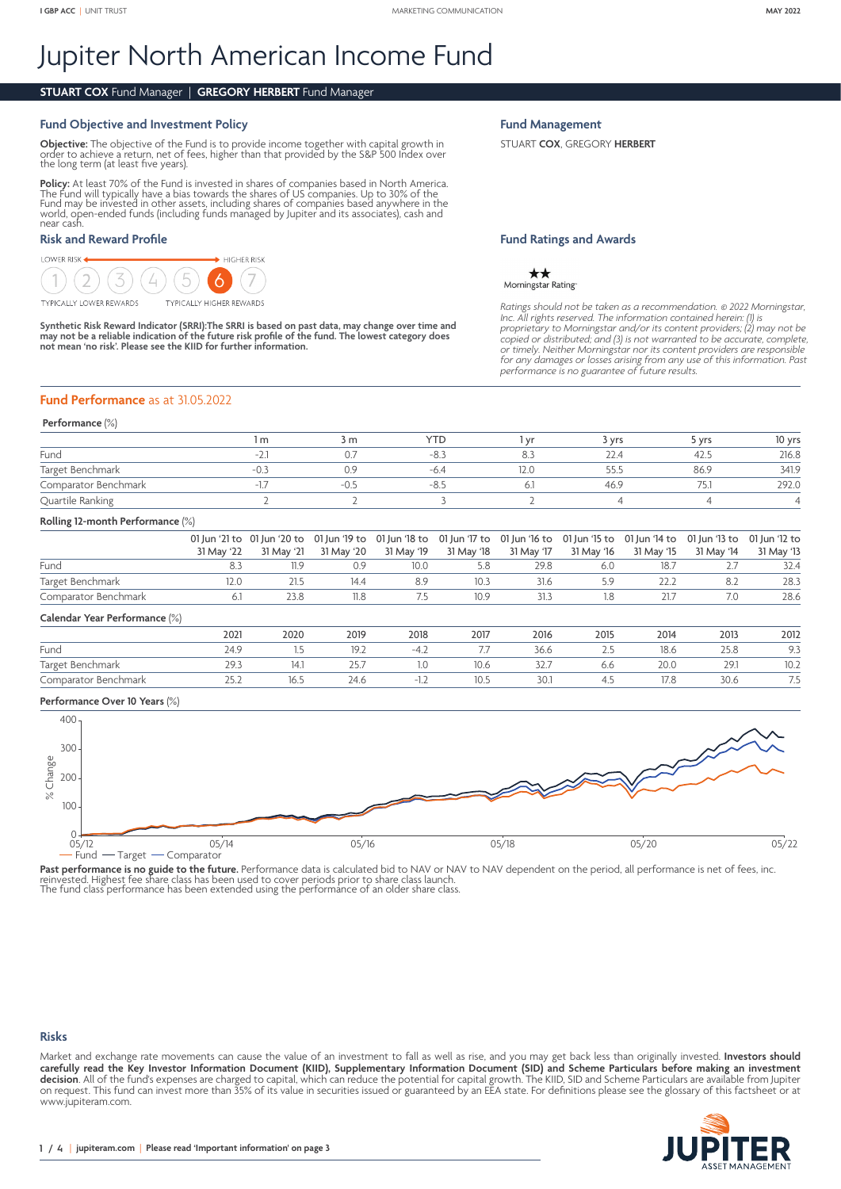I GBP ACC | UNIT TRUST — MARKETING COMMUNICATION — MAY 2022

# Jupiter North American Income Fund

**STUART COX** Fund Manager | **GREGORY HERBERT** Fund Manager

## Fund Objective and Investment Policy

**Objective:** The objective of the Fund is to provide income together with capital growth in order to achieve a return, net of fees, higher than that provided by the S&P 500 Index over the long term (at least five years).

**Policy:** At least 70% of the Fund is invested in shares of companies based in North America. The Fund will typically have a bias towards the shares of US companies. Up to 30% of the Fund may be invested in other assets, including shares of companies based anywhere in the world, open-ended funds (including funds managed by Jupiter and its associates), cash and near cash.

## Risk and Reward Profile

LOWER RISK ← → HIGHER RISK

1 2 3 4 5 **6** 7

TYPICALLY LOWER REWARDS — TYPICALLY HIGHER REWARDS

**Synthetic Risk Reward Indicator (SRRI):The SRRI is based on past data, may change over time and may not be a reliable indication of the future risk profile of the fund. The lowest category does not mean 'no risk'. Please see the KIID for further information.**

## Fund Management

STUART **COX**, GREGORY **HERBERT**

## Fund Ratings and Awards

★★ Morningstar Rating™

*Ratings should not be taken as a recommendation. © 2022 Morningstar, Inc. All rights reserved. The information contained herein: (1) is proprietary to Morningstar and/or its content providers; (2) may not be copied or distributed; and (3) is not warranted to be accurate, complete, or timely. Neither Morningstar nor its content providers are responsible for any damages or losses arising from any use of this information. Past performance is no guarantee of future results.*

## Fund Performance as at 31.05.2022

**Performance** (%)

| | 1 m | 3 m | YTD | 1 yr | 3 yrs | 5 yrs | 10 yrs |
|---|---|---|---|---|---|---|---|
| Fund | -2.1 | 0.7 | -8.3 | 8.3 | 22.4 | 42.5 | 216.8 |
| Target Benchmark | -0.3 | 0.9 | -6.4 | 12.0 | 55.5 | 86.9 | 341.9 |
| Comparator Benchmark | -1.7 | -0.5 | -8.5 | 6.1 | 46.9 | 75.1 | 292.0 |
| Quartile Ranking | 2 | 2 | 3 | 2 | 4 | 4 | 4 |

**Rolling 12-month Performance** (%)

| | 01 Jun '21 to 31 May '22 | 01 Jun '20 to 31 May '21 | 01 Jun '19 to 31 May '20 | 01 Jun '18 to 31 May '19 | 01 Jun '17 to 31 May '18 | 01 Jun '16 to 31 May '17 | 01 Jun '15 to 31 May '16 | 01 Jun '14 to 31 May '15 | 01 Jun '13 to 31 May '14 | 01 Jun '12 to 31 May '13 |
|---|---|---|---|---|---|---|---|---|---|---|
| Fund | 8.3 | 11.9 | 0.9 | 10.0 | 5.8 | 29.8 | 6.0 | 18.7 | 2.7 | 32.4 |
| Target Benchmark | 12.0 | 21.5 | 14.4 | 8.9 | 10.3 | 31.6 | 5.9 | 22.2 | 8.2 | 28.3 |
| Comparator Benchmark | 6.1 | 23.8 | 11.8 | 7.5 | 10.9 | 31.3 | 1.8 | 21.7 | 7.0 | 28.6 |

**Calendar Year Performance** (%)

| | 2021 | 2020 | 2019 | 2018 | 2017 | 2016 | 2015 | 2014 | 2013 | 2012 |
|---|---|---|---|---|---|---|---|---|---|---|
| Fund | 24.9 | 1.5 | 19.2 | -4.2 | 7.7 | 36.6 | 2.5 | 18.6 | 25.8 | 9.3 |
| Target Benchmark | 29.3 | 14.1 | 25.7 | 1.0 | 10.6 | 32.7 | 6.6 | 20.0 | 29.1 | 10.2 |
| Comparator Benchmark | 25.2 | 16.5 | 24.6 | -1.2 | 10.5 | 30.1 | 4.5 | 17.8 | 30.6 | 7.5 |

**Performance Over 10 Years** (%)

— Fund — Target — Comparator

**Past performance is no guide to the future.** Performance data is calculated bid to NAV or NAV to NAV dependent on the period, all performance is net of fees, inc. reinvested. Highest fee share class has been used to cover periods prior to share class launch. The fund class performance has been extended using the performance of an older share class.

## Risks

Market and exchange rate movements can cause the value of an investment to fall as well as rise, and you may get back less than originally invested. **Investors should carefully read the Key Investor Information Document (KIID), Supplementary Information Document (SID) and Scheme Particulars before making an investment decision**. All of the fund's expenses are charged to capital, which can reduce the potential for capital growth. The KIID, SID and Scheme Particulars are available from Jupiter on request. This fund can invest more than 35% of its value in securities issued or guaranteed by an EEA state. For definitions please see the glossary of this factsheet or at www.jupiteram.com.

jupiteram.com | Please read 'Important information' on page 3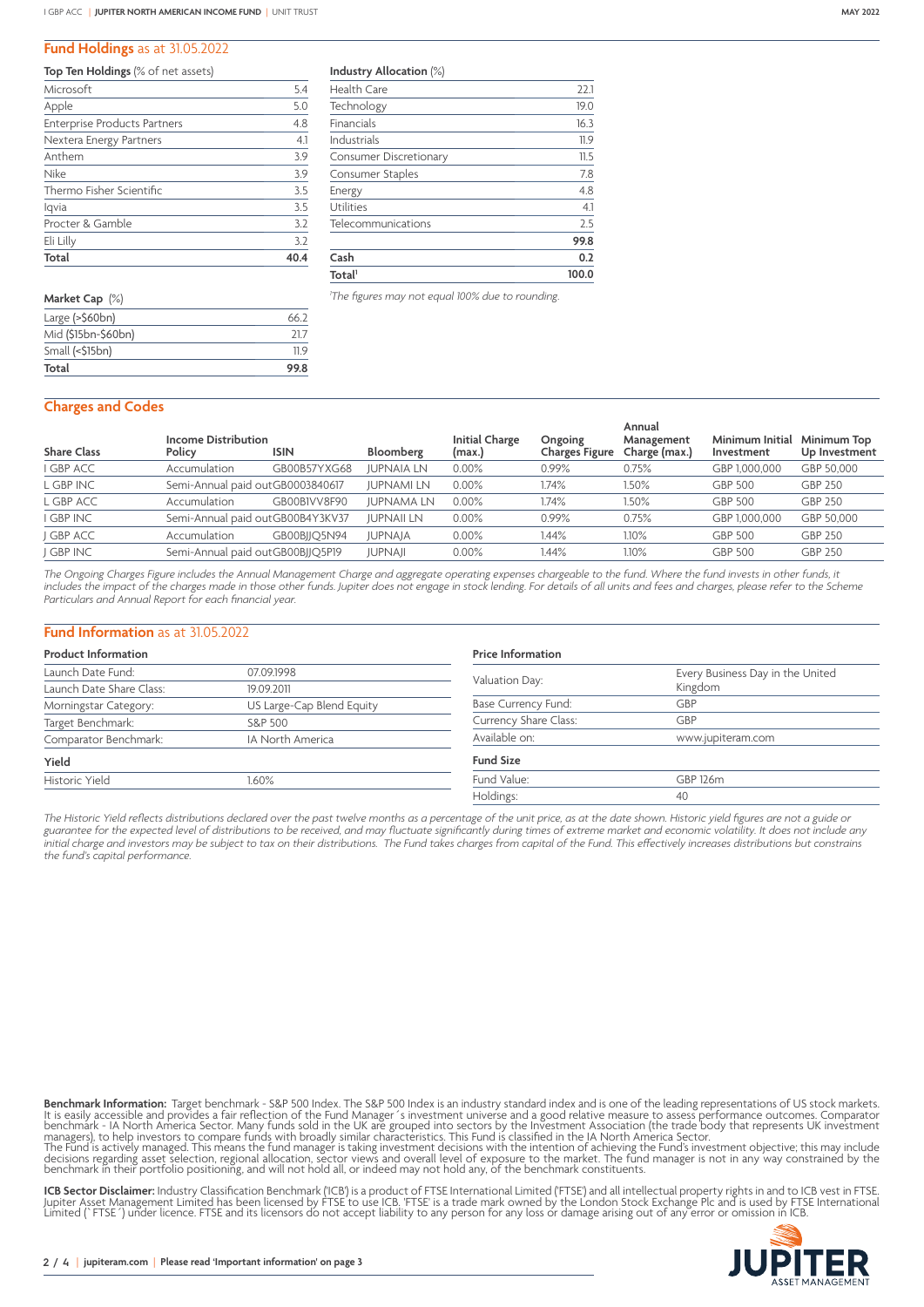## Fund Holdings as at 31.05.2022

**Top Ten Holdings** (% of net assets)

| Holding | % |
|---|---|
| Microsoft | 5.4 |
| Apple | 5.0 |
| Enterprise Products Partners | 4.8 |
| Nextera Energy Partners | 4.1 |
| Anthem | 3.9 |
| Nike | 3.9 |
| Thermo Fisher Scientific | 3.5 |
| Iqvia | 3.5 |
| Procter & Gamble | 3.2 |
| Eli Lilly | 3.2 |
| **Total** | **40.4** |

**Industry Allocation** (%)

| Industry | % |
|---|---|
| Health Care | 22.1 |
| Technology | 19.0 |
| Financials | 16.3 |
| Industrials | 11.9 |
| Consumer Discretionary | 11.5 |
| Consumer Staples | 7.8 |
| Energy | 4.8 |
| Utilities | 4.1 |
| Telecommunications | 2.5 |
| | **99.8** |
| **Cash** | **0.2** |
| **Total**[1] | **100.0** |

*[1]The figures may not equal 100% due to rounding.*

**Market Cap** (%)

| Market Cap | % |
|---|---|
| Large (>$60bn) | 66.2 |
| Mid ($15bn-$60bn) | 21.7 |
| Small (<$15bn) | 11.9 |
| **Total** | **99.8** |

## Charges and Codes

| Share Class | Income Distribution Policy | ISIN | Bloomberg | Initial Charge (max.) | Ongoing Charges Figure | Annual Management Charge (max.) | Minimum Initial Investment | Minimum Top Up Investment |
|---|---|---|---|---|---|---|---|---|
| I GBP ACC | Accumulation | GB00B57YXG68 | JUPNAIA LN | 0.00% | 0.99% | 0.75% | GBP 1,000,000 | GBP 50,000 |
| L GBP INC | Semi-Annual paid out | GB0003840617 | JUPNAMI LN | 0.00% | 1.74% | 1.50% | GBP 500 | GBP 250 |
| L GBP ACC | Accumulation | GB00B1VV8F90 | JUPNAMA LN | 0.00% | 1.74% | 1.50% | GBP 500 | GBP 250 |
| I GBP INC | Semi-Annual paid out | GB00B4Y3KV37 | JUPNAII LN | 0.00% | 0.99% | 0.75% | GBP 1,000,000 | GBP 50,000 |
| J GBP ACC | Accumulation | GB00BJJQ5N94 | JUPNAJA | 0.00% | 1.44% | 1.10% | GBP 500 | GBP 250 |
| J GBP INC | Semi-Annual paid out | GB00BJJQ5P19 | JUPNAJI | 0.00% | 1.44% | 1.10% | GBP 500 | GBP 250 |

*The Ongoing Charges Figure includes the Annual Management Charge and aggregate operating expenses chargeable to the fund. Where the fund invests in other funds, it includes the impact of the charges made in those other funds. Jupiter does not engage in stock lending. For details of all units and fees and charges, please refer to the Scheme Particulars and Annual Report for each financial year.*

## Fund Information as at 31.05.2022

**Product Information**

| | |
|---|---|
| Launch Date Fund: | 07.09.1998 |
| Launch Date Share Class: | 19.09.2011 |
| Morningstar Category: | US Large-Cap Blend Equity |
| Target Benchmark: | S&P 500 |
| Comparator Benchmark: | IA North America |

**Yield**

| | |
|---|---|
| Historic Yield | 1.60% |

**Price Information**

| | |
|---|---|
| Valuation Day: | Every Business Day in the United Kingdom |
| Base Currency Fund: | GBP |
| Currency Share Class: | GBP |
| Available on: | www.jupiteram.com |

**Fund Size**

| | |
|---|---|
| Fund Value: | GBP 126m |
| Holdings: | 40 |

*The Historic Yield reflects distributions declared over the past twelve months as a percentage of the unit price, as at the date shown. Historic yield figures are not a guide or guarantee for the expected level of distributions to be received, and may fluctuate significantly during times of extreme market and economic volatility. It does not include any initial charge and investors may be subject to tax on their distributions. The Fund takes charges from capital of the Fund. This effectively increases distributions but constrains the fund's capital performance.*

**Benchmark Information:** Target benchmark - S&P 500 Index. The S&P 500 Index is an industry standard index and is one of the leading representations of US stock markets. It is easily accessible and provides a fair reflection of the Fund Manager´s investment universe and a good relative measure to assess performance outcomes. Comparator benchmark - IA North America Sector. Many funds sold in the UK are grouped into sectors by the Investment Association (the trade body that represents UK investment managers), to help investors to compare funds with broadly similar characteristics. This Fund is classified in the IA North America Sector.
The Fund is actively managed. This means the fund manager is taking investment decisions with the intention of achieving the Fund's investment objective; this may include decisions regarding asset selection, regional allocation, sector views and overall level of exposure to the market. The fund manager is not in any way constrained by the benchmark in their portfolio positioning, and will not hold all, or indeed may not hold any, of the benchmark constituents.

**ICB Sector Disclaimer:** Industry Classification Benchmark ('ICB') is a product of FTSE International Limited ('FTSE') and all intellectual property rights in and to ICB vest in FTSE. Jupiter Asset Management Limited has been licensed by FTSE to use ICB. 'FTSE' is a trade mark owned by the London Stock Exchange Plc and is used by FTSE International Limited (`FTSE´) under licence. FTSE and its licensors do not accept liability to any person for any loss or damage arising out of any error or omission in ICB.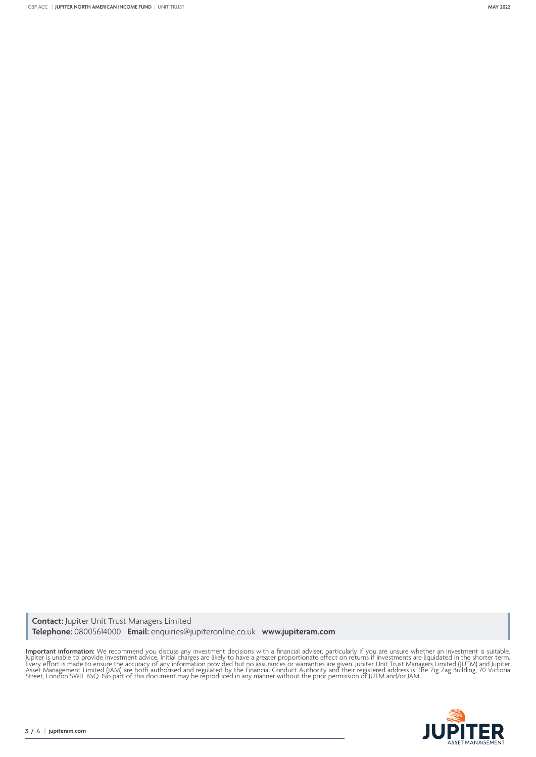**Contact:** Jupiter Unit Trust Managers Limited
**Telephone:** 08005614000 **Email:** enquiries@jupiteronline.co.uk **www.jupiteram.com**

**Important information:** We recommend you discuss any investment decisions with a financial adviser, particularly if you are unsure whether an investment is suitable. Jupiter is unable to provide investment advice. Initial charges are likely to have a greater proportionate effect on returns if investments are liquidated in the shorter term. Every effort is made to ensure the accuracy of any information provided but no assurances or warranties are given. Jupiter Unit Trust Managers Limited (JUTM) and Jupiter Asset Management Limited (JAM) are both authorised and regulated by the Financial Conduct Authority and their registered address is The Zig Zag Building, 70 Victoria Street, London SW1E 6SQ. No part of this document may be reproduced in any manner without the prior permission of JUTM and/or JAM.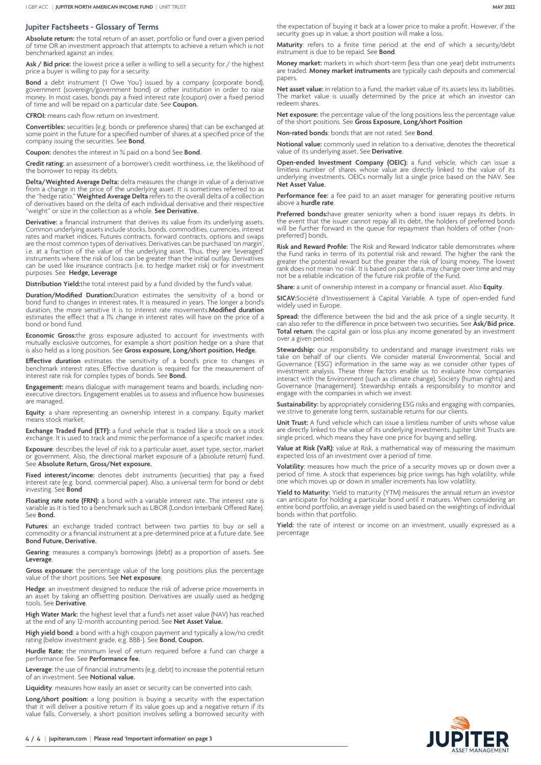## Jupiter Factsheets - Glossary of Terms

**Absolute return:** the total return of an asset, portfolio or fund over a given period of time OR an investment approach that attempts to achieve a return which is not benchmarked against an index.

**Ask / Bid price:** the lowest price a seller is willing to sell a security for / the highest price a buyer is willing to pay for a security.

**Bond** a debt instrument ('I Owe You') issued by a company (corporate bond), government (sovereign/government bond) or other institution in order to raise money. In most cases, bonds pay a fixed interest rate (coupon) over a fixed period of time and will be repaid on a particular date. See **Coupon.**

**CFROI:** means cash flow return on investment.

**Convertibles:** securities (e.g. bonds or preference shares) that can be exchanged at some point in the future for a specified number of shares at a specified price of the company issuing the securities. See **Bond**.

**Coupon:** denotes the interest in % paid on a bond See **Bond**.

**Credit rating:** an assessment of a borrower's credit worthiness, i.e. the likelihood of the borrower to repay its debts.

**Delta/Weighted Average Delta:** delta measures the change in value of a derivative from a change in the price of the underlying asset. It is sometimes referred to as the "hedge ratio." **Weighted Average Delta** refers to the overall delta of a collection of derivatives based on the delta of each individual derivative and their respective "weight" or size in the collection as a whole. **See Derivative.**

**Derivative:** a financial instrument that derives its value from its underlying assets. Common underlying assets include stocks, bonds, commodities, currencies, interest rates and market indices. Futures contracts, forward contracts, options and swaps are the most common types of derivatives. Derivatives can be purchased 'on margin', i.e. at a fraction of the value of the underlying asset. Thus, they are 'leveraged' instruments where the risk of loss can be greater than the initial outlay. Derivatives can be used like insurance contracts (i.e. to hedge market risk) or for investment purposes. See **Hedge, Leverage**

**Distribution Yield:**the total interest paid by a fund divided by the fund's value.

**Duration/Modified Duration:**Duration estimates the sensitivity of a bond or bond fund to changes in interest rates. It is measured in years. The longer a bond's duration, the more sensitive it is to interest rate movements.**Modified duration** estimates the effect that a 1% change in interest rates will have on the price of a bond or bond fund.

**Economic Gross:**the gross exposure adjusted to account for investments with mutually exclusive outcomes, for example a short position hedge on a share that is also held as a long position. See **Gross exposure, Long/short position, Hedge.**

**Effective duration** estimates the sensitivity of a bond's price to changes in benchmark interest rates. Effective duration is required for the measurement of interest rate risk for complex types of bonds. See **Bond.**

**Engagement:** means dialogue with management teams and boards, including non-executive directors. Engagement enables us to assess and influence how businesses are managed.

**Equity**: a share representing an ownership interest in a company. Equity market means stock market.

**Exchange Traded Fund (ETF):** a fund vehicle that is traded like a stock on a stock exchange. It is used to track and mimic the performance of a specific market index.

**Exposure**: describes the level of risk to a particular asset, asset type, sector, market or government. Also, the directional market exposure of a (absolute return) fund. See **Absolute Return, Gross/Net exposure.**

**Fixed interest/income:** denotes debt instruments (securities) that pay a fixed interest rate (e.g. bond, commercial paper). Also, a universal term for bond or debt investing. See **Bond**

**Floating rate note (FRN):** a bond with a variable interest rate. The interest rate is variable as it is tied to a benchmark such as LIBOR (London Interbank Offered Rate). See **Bond.**

**Futures**: an exchange traded contract between two parties to buy or sell a commodity or a financial instrument at a pre-determined price at a future date. See **Bond Future, Derivative.**

**Gearing**: measures a company's borrowings (debt) as a proportion of assets. See **Leverage**.

**Gross exposure:** the percentage value of the long positions plus the percentage value of the short positions. See **Net exposure**.

**Hedge**: an investment designed to reduce the risk of adverse price movements in an asset by taking an offsetting position. Derivatives are usually used as hedging tools. See **Derivative**.

**High Water Mark:** the highest level that a fund's net asset value (NAV) has reached at the end of any 12-month accounting period. See **Net Asset Value.**

**High yield bond**: a bond with a high coupon payment and typically a low/no credit rating (below investment grade, e.g. BBB-). See **Bond, Coupon.**

**Hurdle Rate:** the minimum level of return required before a fund can charge a performance fee. See **Performance fee.**

**Leverage**: the use of financial instruments (e.g. debt) to increase the potential return of an investment. See **Notional value.**

**Liquidity**: measures how easily an asset or security can be converted into cash.

**Long/short position:** a long position is buying a security with the expectation that it will deliver a positive return if its value goes up and a negative return if its value falls. Conversely, a short position involves selling a borrowed security with the expectation of buying it back at a lower price to make a profit. However, if the security goes up in value, a short position will make a loss.

**Maturity**: refers to a finite time period at the end of which a security/debt instrument is due to be repaid. See **Bond**.

**Money market:** markets in which short-term (less than one year) debt instruments are traded. **Money market instruments** are typically cash deposits and commercial papers.

**Net asset value:** in relation to a fund, the market value of its assets less its liabilities. The market value is usually determined by the price at which an investor can redeem shares.

**Net exposure:** the percentage value of the long positions less the percentage value of the short positions. See **Gross Exposure, Long/short Position**

**Non-rated bonds**: bonds that are not rated. See **Bond**.

**Notional value:** commonly used in relation to a derivative, denotes the theoretical value of its underlying asset. See **Derivative**.

**Open-ended Investment Company (OEIC):** a fund vehicle, which can issue a limitless number of shares whose value are directly linked to the value of its underlying investments. OEICs normally list a single price based on the NAV. See **Net Asset Value.**

**Performance fee:** a fee paid to an asset manager for generating positive returns above a **hurdle rate**.

**Preferred bonds:**have greater seniority when a bond issuer repays its debts. In the event that the issuer cannot repay all its debt, the holders of preferred bonds will be further forward in the queue for repayment than holders of other ('non-preferred') bonds.

**Risk and Reward Profile:** The Risk and Reward Indicator table demonstrates where the Fund ranks in terms of its potential risk and reward. The higher the rank the greater the potential reward but the greater the risk of losing money. The lowest rank does not mean 'no risk'. It is based on past data, may change over time and may not be a reliable indication of the future risk profile of the Fund.

**Share:** a unit of ownership interest in a company or financial asset. Also **Equity**.

**SICAV:**Société d'Investissement à Capital Variable. A type of open-ended fund widely used in Europe.

**Spread:** the difference between the bid and the ask price of a single security. It can also refer to the difference in price between two securities. See **Ask/Bid price.**
**Total return**: the capital gain or loss plus any income generated by an investment over a given period.

**Stewardship:** our responsibility to understand and manage investment risks we take on behalf of our clients. We consider material Environmental, Social and Governance ('ESG') information in the same way as we consider other types of investment analysis. These three factors enable us to evaluate how companies interact with the Environment (such as climate change), Society (human rights) and Governance (management). Stewardship entails a responsibility to monitor and engage with the companies in which we invest.

**Sustainability:** by appropriately considering ESG risks and engaging with companies, we strive to generate long term, sustainable returns for our clients.

**Unit Trust:** A fund vehicle which can issue a limitless number of units whose value are directly linked to the value of its underlying investments. Jupiter Unit Trusts are single priced, which means they have one price for buying and selling.

**Value at Risk (VaR):** value at Risk, a mathematical way of measuring the maximum expected loss of an investment over a period of time.

**Volatility**: measures how much the price of a security moves up or down over a period of time. A stock that experiences big price swings has high volatility, while one which moves up or down in smaller increments has low volatility.

**Yield to Maturity:** Yield to maturity (YTM) measures the annual return an investor can anticipate for holding a particular bond until it matures. When considering an entire bond portfolio, an average yield is used based on the weightings of individual bonds within that portfolio.

**Yield:** the rate of interest or income on an investment, usually expressed as a percentage